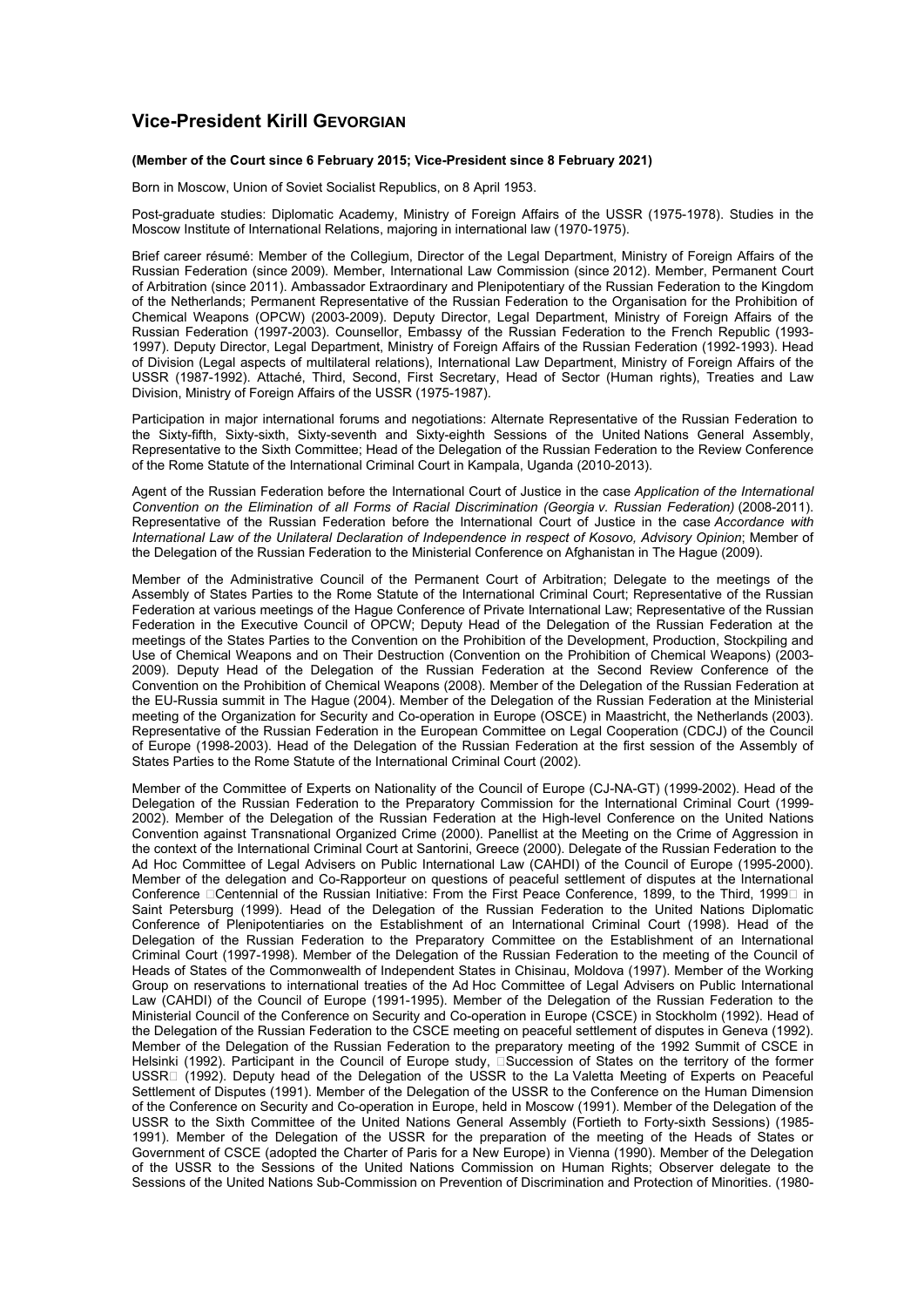## Vice-President Kirill Gevorgian

**(Member of the Court since 6 February 2015; Vice-President since 8 February 2021)**

Born in Moscow, Union of Soviet Socialist Republics, on 8 April 1953.

Post-graduate studies: Diplomatic Academy, Ministry of Foreign Affairs of the USSR (1975-1978). Studies in the Moscow Institute of International Relations, majoring in international law (1970-1975).

Brief career résumé: Member of the Collegium, Director of the Legal Department, Ministry of Foreign Affairs of the Russian Federation (since 2009). Member, International Law Commission (since 2012). Member, Permanent Court of Arbitration (since 2011). Ambassador Extraordinary and Plenipotentiary of the Russian Federation to the Kingdom of the Netherlands; Permanent Representative of the Russian Federation to the Organisation for the Prohibition of Chemical Weapons (OPCW) (2003-2009). Deputy Director, Legal Department, Ministry of Foreign Affairs of the Russian Federation (1997-2003). Counsellor, Embassy of the Russian Federation to the French Republic (1993-1997). Deputy Director, Legal Department, Ministry of Foreign Affairs of the Russian Federation (1992-1993). Head of Division (Legal aspects of multilateral relations), International Law Department, Ministry of Foreign Affairs of the USSR (1987-1992). Attaché, Third, Second, First Secretary, Head of Sector (Human rights), Treaties and Law Division, Ministry of Foreign Affairs of the USSR (1975-1987).

Participation in major international forums and negotiations: Alternate Representative of the Russian Federation to the Sixty-fifth, Sixty-sixth, Sixty-seventh and Sixty-eighth Sessions of the United Nations General Assembly, Representative to the Sixth Committee; Head of the Delegation of the Russian Federation to the Review Conference of the Rome Statute of the International Criminal Court in Kampala, Uganda (2010-2013).

Agent of the Russian Federation before the International Court of Justice in the case *Application of the International Convention on the Elimination of all Forms of Racial Discrimination (Georgia v. Russian Federation)* (2008-2011). Representative of the Russian Federation before the International Court of Justice in the case *Accordance with International Law of the Unilateral Declaration of Independence in respect of Kosovo, Advisory Opinion*; Member of the Delegation of the Russian Federation to the Ministerial Conference on Afghanistan in The Hague (2009).

Member of the Administrative Council of the Permanent Court of Arbitration; Delegate to the meetings of the Assembly of States Parties to the Rome Statute of the International Criminal Court; Representative of the Russian Federation at various meetings of the Hague Conference of Private International Law; Representative of the Russian Federation in the Executive Council of OPCW; Deputy Head of the Delegation of the Russian Federation at the meetings of the States Parties to the Convention on the Prohibition of the Development, Production, Stockpiling and Use of Chemical Weapons and on Their Destruction (Convention on the Prohibition of Chemical Weapons) (2003-2009). Deputy Head of the Delegation of the Russian Federation at the Second Review Conference of the Convention on the Prohibition of Chemical Weapons (2008). Member of the Delegation of the Russian Federation at the EU-Russia summit in The Hague (2004). Member of the Delegation of the Russian Federation at the Ministerial meeting of the Organization for Security and Co-operation in Europe (OSCE) in Maastricht, the Netherlands (2003). Representative of the Russian Federation in the European Committee on Legal Cooperation (CDCJ) of the Council of Europe (1998-2003). Head of the Delegation of the Russian Federation at the first session of the Assembly of States Parties to the Rome Statute of the International Criminal Court (2002).

Member of the Committee of Experts on Nationality of the Council of Europe (CJ-NA-GT) (1999-2002). Head of the Delegation of the Russian Federation to the Preparatory Commission for the International Criminal Court (1999-2002). Member of the Delegation of the Russian Federation at the High-level Conference on the United Nations Convention against Transnational Organized Crime (2000). Panellist at the Meeting on the Crime of Aggression in the context of the International Criminal Court at Santorini, Greece (2000). Delegate of the Russian Federation to the Ad Hoc Committee of Legal Advisers on Public International Law (CAHDI) of the Council of Europe (1995-2000). Member of the delegation and Co-Rapporteur on questions of peaceful settlement of disputes at the International Conference "Centennial of the Russian Initiative: From the First Peace Conference, 1899, to the Third, 1999" in Saint Petersburg (1999). Head of the Delegation of the Russian Federation to the United Nations Diplomatic Conference of Plenipotentiaries on the Establishment of an International Criminal Court (1998). Head of the Delegation of the Russian Federation to the Preparatory Committee on the Establishment of an International Criminal Court (1997-1998). Member of the Delegation of the Russian Federation to the meeting of the Council of Heads of States of the Commonwealth of Independent States in Chisinau, Moldova (1997). Member of the Working Group on reservations to international treaties of the Ad Hoc Committee of Legal Advisers on Public International Law (CAHDI) of the Council of Europe (1991-1995). Member of the Delegation of the Russian Federation to the Ministerial Council of the Conference on Security and Co-operation in Europe (CSCE) in Stockholm (1992). Head of the Delegation of the Russian Federation to the CSCE meeting on peaceful settlement of disputes in Geneva (1992). Member of the Delegation of the Russian Federation to the preparatory meeting of the 1992 Summit of CSCE in Helsinki (1992). Participant in the Council of Europe study, "Succession of States on the territory of the former USSR" (1992). Deputy head of the Delegation of the USSR to the La Valetta Meeting of Experts on Peaceful Settlement of Disputes (1991). Member of the Delegation of the USSR to the Conference on the Human Dimension of the Conference on Security and Co-operation in Europe, held in Moscow (1991). Member of the Delegation of the USSR to the Sixth Committee of the United Nations General Assembly (Fortieth to Forty-sixth Sessions) (1985-1991). Member of the Delegation of the USSR for the preparation of the meeting of the Heads of States or Government of CSCE (adopted the Charter of Paris for a New Europe) in Vienna (1990). Member of the Delegation of the USSR to the Sessions of the United Nations Commission on Human Rights; Observer delegate to the Sessions of the United Nations Sub-Commission on Prevention of Discrimination and Protection of Minorities. (1980-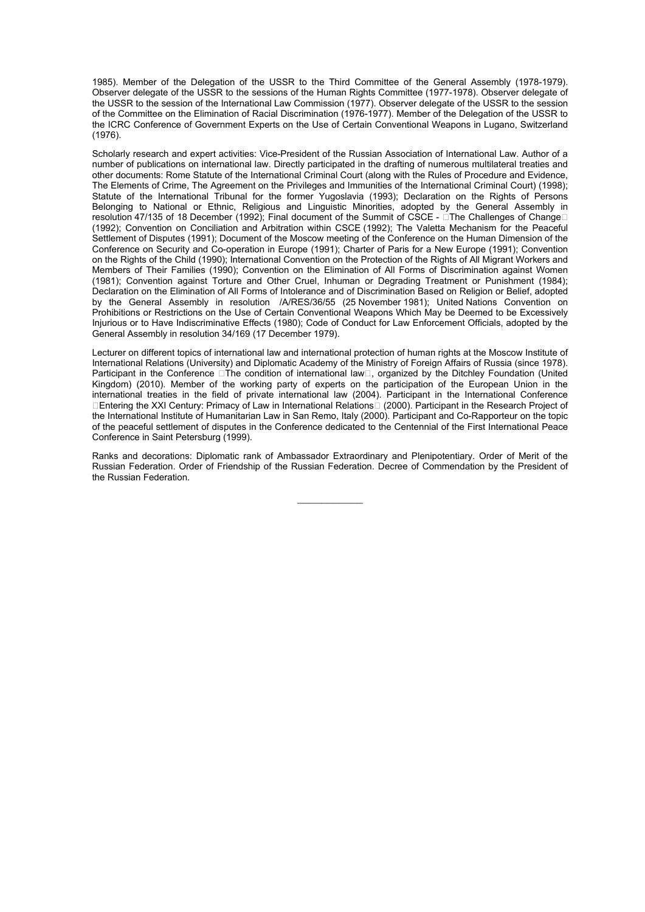1985). Member of the Delegation of the USSR to the Third Committee of the General Assembly (1978-1979). Observer delegate of the USSR to the sessions of the Human Rights Committee (1977-1978). Observer delegate of the USSR to the session of the International Law Commission (1977). Observer delegate of the USSR to the session of the Committee on the Elimination of Racial Discrimination (1976-1977). Member of the Delegation of the USSR to the ICRC Conference of Government Experts on the Use of Certain Conventional Weapons in Lugano, Switzerland (1976).

Scholarly research and expert activities: Vice-President of the Russian Association of International Law. Author of a number of publications on international law. Directly participated in the drafting of numerous multilateral treaties and other documents: Rome Statute of the International Criminal Court (along with the Rules of Procedure and Evidence, The Elements of Crime, The Agreement on the Privileges and Immunities of the International Criminal Court) (1998); Statute of the International Tribunal for the former Yugoslavia (1993); Declaration on the Rights of Persons Belonging to National or Ethnic, Religious and Linguistic Minorities, adopted by the General Assembly in resolution 47/135 of 18 December (1992); Final document of the Summit of CSCE - The Challenges of Change (1992); Convention on Conciliation and Arbitration within CSCE (1992); The Valetta Mechanism for the Peaceful Settlement of Disputes (1991); Document of the Moscow meeting of the Conference on the Human Dimension of the Conference on Security and Co-operation in Europe (1991); Charter of Paris for a New Europe (1991); Convention on the Rights of the Child (1990); International Convention on the Protection of the Rights of All Migrant Workers and Members of Their Families (1990); Convention on the Elimination of All Forms of Discrimination against Women (1981); Convention against Torture and Other Cruel, Inhuman or Degrading Treatment or Punishment (1984); Declaration on the Elimination of All Forms of Intolerance and of Discrimination Based on Religion or Belief, adopted by the General Assembly in resolution /A/RES/36/55 (25 November 1981); United Nations Convention on Prohibitions or Restrictions on the Use of Certain Conventional Weapons Which May be Deemed to be Excessively Injurious or to Have Indiscriminative Effects (1980); Code of Conduct for Law Enforcement Officials, adopted by the General Assembly in resolution 34/169 (17 December 1979).

Lecturer on different topics of international law and international protection of human rights at the Moscow Institute of International Relations (University) and Diplomatic Academy of the Ministry of Foreign Affairs of Russia (since 1978). Participant in the Conference The condition of international law, organized by the Ditchley Foundation (United Kingdom) (2010). Member of the working party of experts on the participation of the European Union in the international treaties in the field of private international law (2004). Participant in the International Conference Entering the XXI Century: Primacy of Law in International Relations (2000). Participant in the Research Project of the International Institute of Humanitarian Law in San Remo, Italy (2000). Participant and Co-Rapporteur on the topic of the peaceful settlement of disputes in the Conference dedicated to the Centennial of the First International Peace Conference in Saint Petersburg (1999).

Ranks and decorations: Diplomatic rank of Ambassador Extraordinary and Plenipotentiary. Order of Merit of the Russian Federation. Order of Friendship of the Russian Federation. Decree of Commendation by the President of the Russian Federation.

---